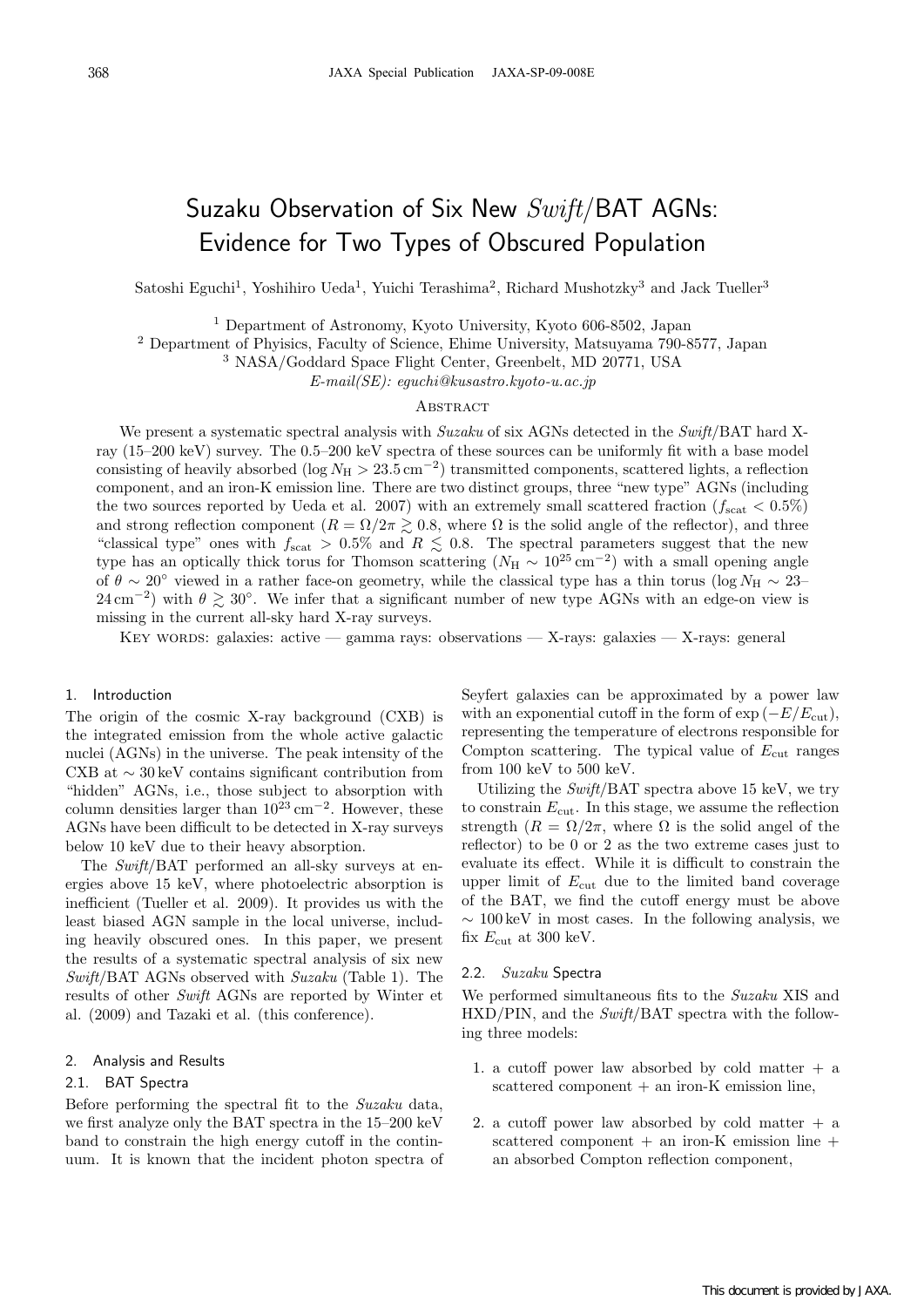# Suzaku Observation of Six New *Swift*/BAT AGNs: Evidence for Two Types of Obscured Population

Satoshi Eguchi[1], Yoshihiro Ueda[1], Yuichi Terashima[2], Richard Mushotzky[3] and Jack Tueller[3]

[1] Department of Astronomy, Kyoto University, Kyoto 606-8502, Japan
[2] Department of Phyisics, Faculty of Science, Ehime University, Matsuyama 790-8577, Japan
[3] NASA/Goddard Space Flight Center, Greenbelt, MD 20771, USA
*E-mail(SE): eguchi@kusastro.kyoto-u.ac.jp*

## Abstract

We present a systematic spectral analysis with *Suzaku* of six AGNs detected in the *Swift*/BAT hard X-ray (15–200 keV) survey. The 0.5–200 keV spectra of these sources can be uniformly fit with a base model consisting of heavily absorbed ($\log N_{\rm H} > 23.5\,{\rm cm}^{-2}$) transmitted components, scattered lights, a reflection component, and an iron-K emission line. There are two distinct groups, three "new type" AGNs (including the two sources reported by Ueda et al. 2007) with an extremely small scattered fraction ($f_{\rm scat} < 0.5\%$) and strong reflection component ($R = \Omega/2\pi \gtrsim 0.8$, where $\Omega$ is the solid angle of the reflector), and three "classical type" ones with $f_{\rm scat} > 0.5\%$ and $R \lesssim 0.8$. The spectral parameters suggest that the new type has an optically thick torus for Thomson scattering ($N_{\rm H} \sim 10^{25}\,{\rm cm}^{-2}$) with a small opening angle of $\theta \sim 20^\circ$ viewed in a rather face-on geometry, while the classical type has a thin torus ($\log N_{\rm H} \sim 23$–$24\,{\rm cm}^{-2}$) with $\theta \gtrsim 30^\circ$. We infer that a significant number of new type AGNs with an edge-on view is missing in the current all-sky hard X-ray surveys.

KEY WORDS: galaxies: active — gamma rays: observations — X-rays: galaxies — X-rays: general

## 1. Introduction

The origin of the cosmic X-ray background (CXB) is the integrated emission from the whole active galactic nuclei (AGNs) in the universe. The peak intensity of the CXB at $\sim 30$ keV contains significant contribution from "hidden" AGNs, i.e., those subject to absorption with column densities larger than $10^{23}\,{\rm cm}^{-2}$. However, these AGNs have been difficult to be detected in X-ray surveys below 10 keV due to their heavy absorption.

The *Swift*/BAT performed an all-sky surveys at energies above 15 keV, where photoelectric absorption is inefficient (Tueller et al. 2009). It provides us with the least biased AGN sample in the local universe, including heavily obscured ones. In this paper, we present the results of a systematic spectral analysis of six new *Swift*/BAT AGNs observed with *Suzaku* (Table 1). The results of other *Swift* AGNs are reported by Winter et al. (2009) and Tazaki et al. (this conference).

## 2. Analysis and Results

### 2.1. BAT Spectra

Before performing the spectral fit to the *Suzaku* data, we first analyze only the BAT spectra in the 15–200 keV band to constrain the high energy cutoff in the continuum. It is known that the incident photon spectra of Seyfert galaxies can be approximated by a power law with an exponential cutoff in the form of $\exp(-E/E_{\rm cut})$, representing the temperature of electrons responsible for Compton scattering. The typical value of $E_{\rm cut}$ ranges from 100 keV to 500 keV.

Utilizing the *Swift*/BAT spectra above 15 keV, we try to constrain $E_{\rm cut}$. In this stage, we assume the reflection strength ($R = \Omega/2\pi$, where $\Omega$ is the solid angel of the reflector) to be 0 or 2 as the two extreme cases just to evaluate its effect. While it is difficult to constrain the upper limit of $E_{\rm cut}$ due to the limited band coverage of the BAT, we find the cutoff energy must be above $\sim 100$ keV in most cases. In the following analysis, we fix $E_{\rm cut}$ at 300 keV.

### 2.2. *Suzaku* Spectra

We performed simultaneous fits to the *Suzaku* XIS and HXD/PIN, and the *Swift*/BAT spectra with the following three models:

1. a cutoff power law absorbed by cold matter + a scattered component + an iron-K emission line,
2. a cutoff power law absorbed by cold matter + a scattered component + an iron-K emission line + an absorbed Compton reflection component,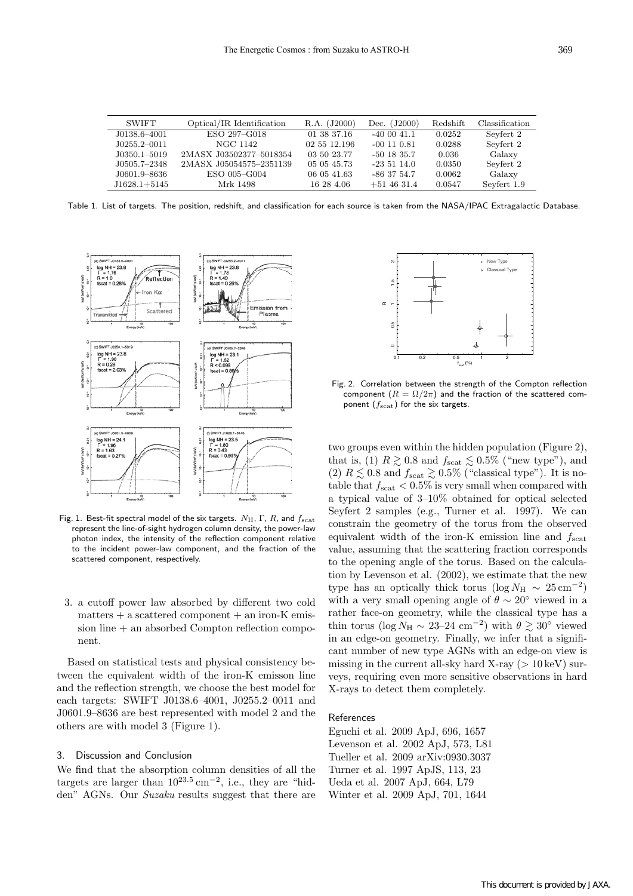| SWIFT | Optical/IR Identification | R.A. (J2000) | Dec. (J2000) | Redshift | Classification |
|---|---|---|---|---|---|
| J0138.6–4001 | ESO 297–G018 | 01 38 37.16 | -40 00 41.1 | 0.0252 | Seyfert 2 |
| J0255.2–0011 | NGC 1142 | 02 55 12.196 | -00 11 0.81 | 0.0288 | Seyfert 2 |
| J0350.1–5019 | 2MASX J03502377–5018354 | 03 50 23.77 | -50 18 35.7 | 0.036 | Galaxy |
| J0505.7–2348 | 2MASX J05054575–2351139 | 05 05 45.73 | -23 51 14.0 | 0.0350 | Seyfert 2 |
| J0601.9–8636 | ESO 005–G004 | 06 05 41.63 | -86 37 54.7 | 0.0062 | Galaxy |
| J1628.1+5145 | Mrk 1498 | 16 28 4.06 | +51 46 31.4 | 0.0547 | Seyfert 1.9 |

Table 1. List of targets. The position, redshift, and classification for each source is taken from the NASA/IPAC Extragalactic Database.

Fig. 1. Best-fit spectral model of the six targets. $N_{\rm H}$, $\Gamma$, $R$, and $f_{\rm scat}$ represent the line-of-sight hydrogen column density, the power-law photon index, the intensity of the reflection component relative to the incident power-law component, and the fraction of the scattered component, respectively.

3. a cutoff power law absorbed by different two cold matters + a scattered component + an iron-K emission line + an absorbed Compton reflection component.

Based on statistical tests and physical consistency between the equivalent width of the iron-K emisson line and the reflection strength, we choose the best model for each targets: SWIFT J0138.6–4001, J0255.2–0011 and J0601.9–8636 are best represented with model 2 and the others are with model 3 (Figure 1).

## 3. Discussion and Conclusion

We find that the absorption column densities of all the targets are larger than $10^{23.5}\,{\rm cm}^{-2}$, i.e., they are "hidden" AGNs. Our *Suzaku* results suggest that there are two groups even within the hidden population (Figure 2), that is, (1) $R \gtrsim 0.8$ and $f_{\rm scat} \lesssim 0.5\%$ ("new type"), and (2) $R \lesssim 0.8$ and $f_{\rm scat} \gtrsim 0.5\%$ ("classical type"). It is notable that $f_{\rm scat} < 0.5\%$ is very small when compared with a typical value of 3–10% obtained for optical selected Seyfert 2 samples (e.g., Turner et al. 1997). We can constrain the geometry of the torus from the observed equivalent width of the iron-K emission line and $f_{\rm scat}$ value, assuming that the scattering fraction corresponds to the opening angle of the torus. Based on the calculation by Levenson et al. (2002), we estimate that the new type has an optically thick torus ($\log N_{\rm H} \sim 25\,{\rm cm}^{-2}$) with a very small opening angle of $\theta \sim 20^\circ$ viewed in a rather face-on geometry, while the classical type has a thin torus ($\log N_{\rm H} \sim$ 23–24 ${\rm cm}^{-2}$) with $\theta \gtrsim 30^\circ$ viewed in an edge-on geometry. Finally, we infer that a significant number of new type AGNs with an edge-on view is missing in the current all-sky hard X-ray ($> 10\,{\rm keV}$) surveys, requiring even more sensitive observations in hard X-rays to detect them completely.

Fig. 2. Correlation between the strength of the Compton reflection component ($R = \Omega/2\pi$) and the fraction of the scattered component ($f_{\rm scat}$) for the six targets.

### References

Eguchi et al. 2009 ApJ, 696, 1657
Levenson et al. 2002 ApJ, 573, L81
Tueller et al. 2009 arXiv:0930.3037
Turner et al. 1997 ApJS, 113, 23
Ueda et al. 2007 ApJ, 664, L79
Winter et al. 2009 ApJ, 701, 1644